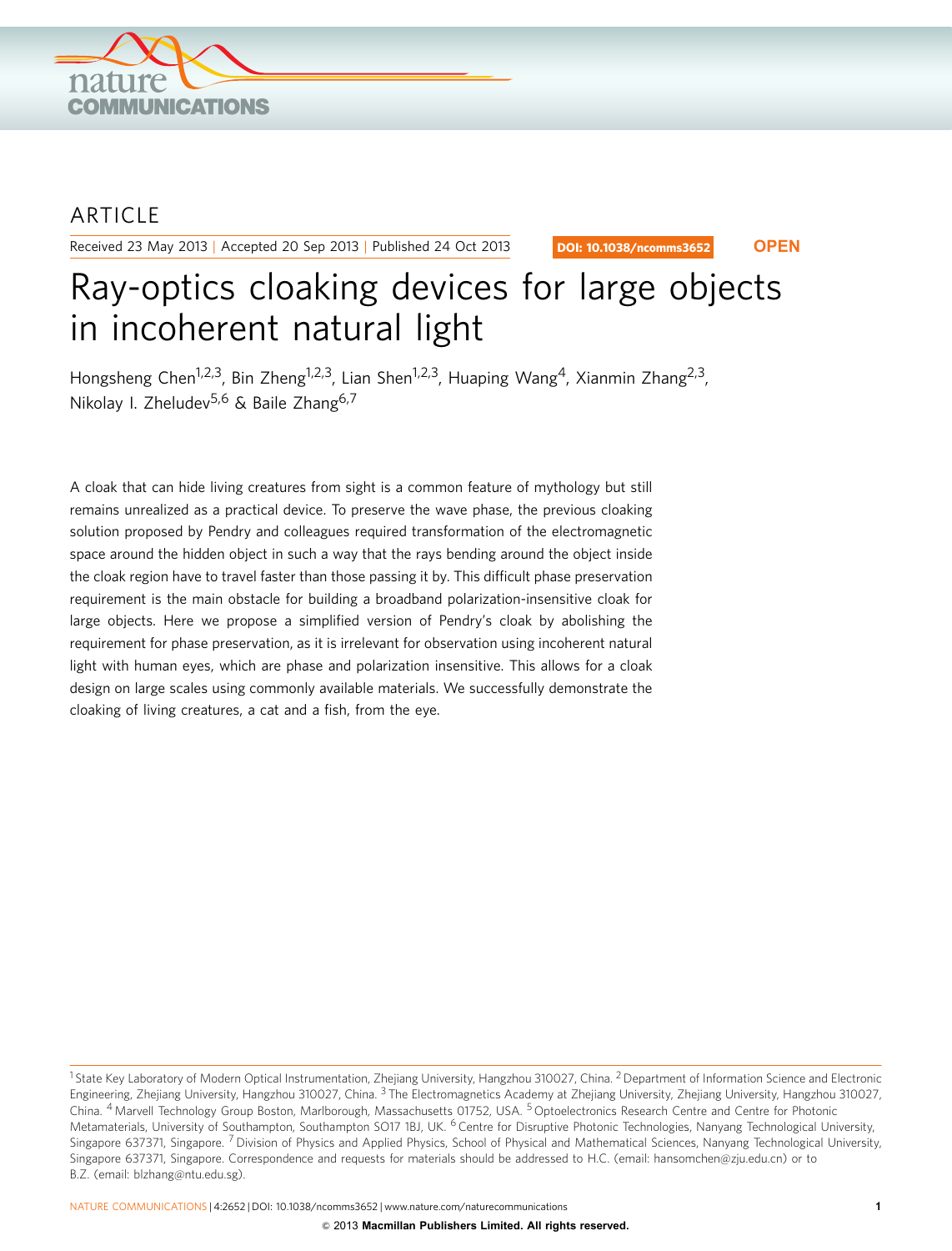ARTICLE

Received 23 May 2013 | Accepted 20 Sep 2013 | Published 24 Oct 2013

DOI: 10.1038/ncomms3652 **OPEN**

# Ray-optics cloaking devices for large objects in incoherent natural light

Hongsheng Chen[1,2,3], Bin Zheng[1,2,3], Lian Shen[1,2,3], Huaping Wang[4], Xianmin Zhang[2,3], Nikolay I. Zheludev[5,6] & Baile Zhang[6,7]

A cloak that can hide living creatures from sight is a common feature of mythology but still remains unrealized as a practical device. To preserve the wave phase, the previous cloaking solution proposed by Pendry and colleagues required transformation of the electromagnetic space around the hidden object in such a way that the rays bending around the object inside the cloak region have to travel faster than those passing it by. This difficult phase preservation requirement is the main obstacle for building a broadband polarization-insensitive cloak for large objects. Here we propose a simplified version of Pendry's cloak by abolishing the requirement for phase preservation, as it is irrelevant for observation using incoherent natural light with human eyes, which are phase and polarization insensitive. This allows for a cloak design on large scales using commonly available materials. We successfully demonstrate the cloaking of living creatures, a cat and a fish, from the eye.

[1] State Key Laboratory of Modern Optical Instrumentation, Zhejiang University, Hangzhou 310027, China. [2] Department of Information Science and Electronic Engineering, Zhejiang University, Hangzhou 310027, China. [3] The Electromagnetics Academy at Zhejiang University, Zhejiang University, Hangzhou 310027, China. [4] Marvell Technology Group Boston, Marlborough, Massachusetts 01752, USA. [5] Optoelectronics Research Centre and Centre for Photonic Metamaterials, University of Southampton, Southampton SO17 1BJ, UK. [6] Centre for Disruptive Photonic Technologies, Nanyang Technological University, Singapore 637371, Singapore. [7] Division of Physics and Applied Physics, School of Physical and Mathematical Sciences, Nanyang Technological University, Singapore 637371, Singapore. Correspondence and requests for materials should be addressed to H.C. (email: hansomchen@zju.edu.cn) or to B.Z. (email: blzhang@ntu.edu.sg).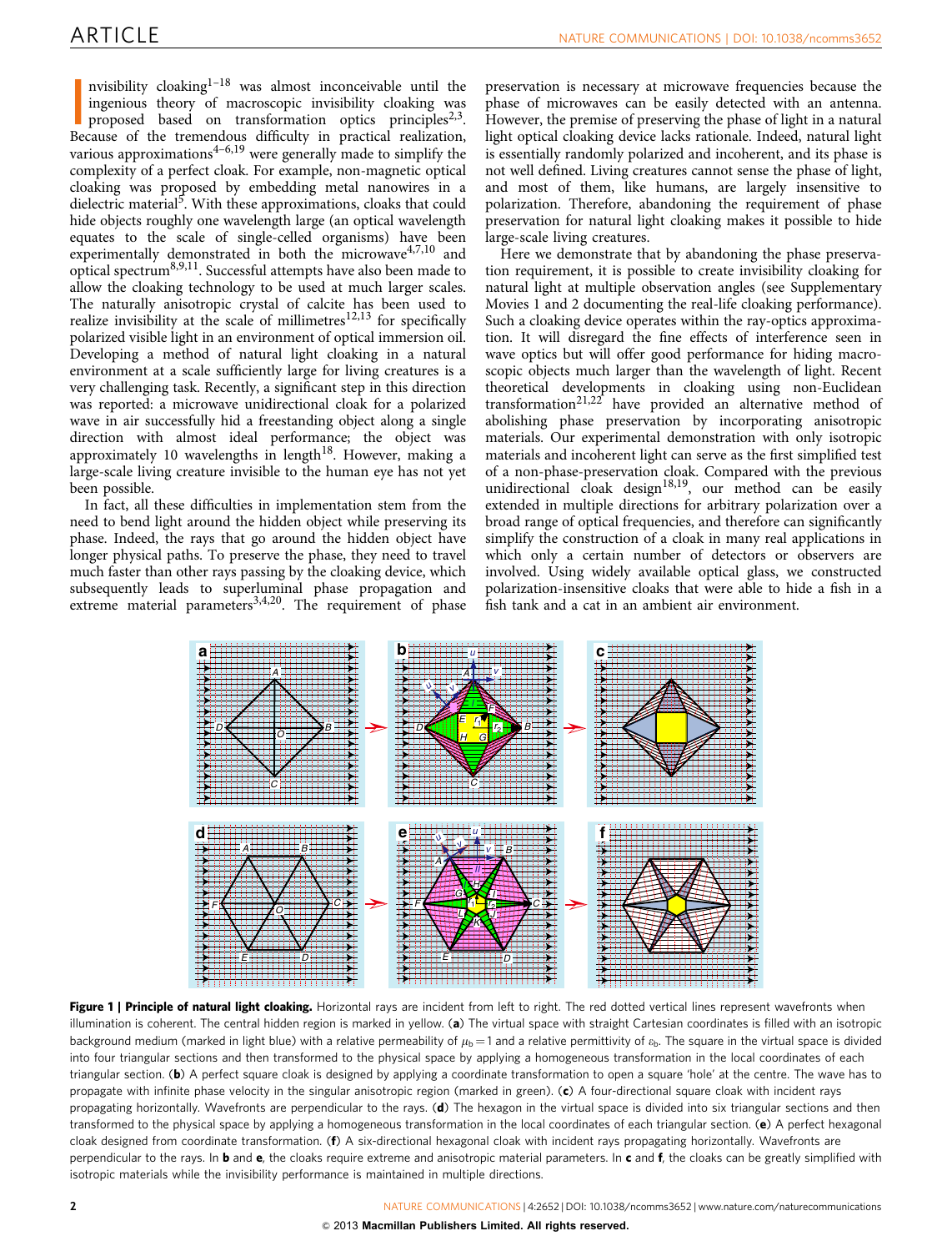Invisibility cloaking[1–18] was almost inconceivable until the ingenious theory of macroscopic invisibility cloaking was proposed based on transformation optics principles[2,3]. Because of the tremendous difficulty in practical realization, various approximations[4–6,19] were generally made to simplify the complexity of a perfect cloak. For example, non-magnetic optical cloaking was proposed by embedding metal nanowires in a dielectric material[5]. With these approximations, cloaks that could hide objects roughly one wavelength large (an optical wavelength equates to the scale of single-celled organisms) have been experimentally demonstrated in both the microwave[4,7,10] and optical spectrum[8,9,11]. Successful attempts have also been made to allow the cloaking technology to be used at much larger scales. The naturally anisotropic crystal of calcite has been used to realize invisibility at the scale of millimetres[12,13] for specifically polarized visible light in an environment of optical immersion oil. Developing a method of natural light cloaking in a natural environment at a scale sufficiently large for living creatures is a very challenging task. Recently, a significant step in this direction was reported: a microwave unidirectional cloak for a polarized wave in air successfully hid a freestanding object along a single direction with almost ideal performance; the object was approximately 10 wavelengths in length[18]. However, making a large-scale living creature invisible to the human eye has not yet been possible.

In fact, all these difficulties in implementation stem from the need to bend light around the hidden object while preserving its phase. Indeed, the rays that go around the hidden object have longer physical paths. To preserve the phase, they need to travel much faster than other rays passing by the cloaking device, which subsequently leads to superluminal phase propagation and extreme material parameters[3,4,20]. The requirement of phase preservation is necessary at microwave frequencies because the phase of microwaves can be easily detected with an antenna. However, the premise of preserving the phase of light in a natural light optical cloaking device lacks rationale. Indeed, natural light is essentially randomly polarized and incoherent, and its phase is not well defined. Living creatures cannot sense the phase of light, and most of them, like humans, are largely insensitive to polarization. Therefore, abandoning the requirement of phase preservation for natural light cloaking makes it possible to hide large-scale living creatures.

Here we demonstrate that by abandoning the phase preservation requirement, it is possible to create invisibility cloaking for natural light at multiple observation angles (see Supplementary Movies 1 and 2 documenting the real-life cloaking performance). Such a cloaking device operates within the ray-optics approximation. It will disregard the fine effects of interference seen in wave optics but will offer good performance for hiding macroscopic objects much larger than the wavelength of light. Recent theoretical developments in cloaking using non-Euclidean transformation[21,22] have provided an alternative method of abolishing phase preservation by incorporating anisotropic materials. Our experimental demonstration with only isotropic materials and incoherent light can serve as the first simplified test of a non-phase-preservation cloak. Compared with the previous unidirectional cloak design[18,19], our method can be easily extended in multiple directions for arbitrary polarization over a broad range of optical frequencies, and therefore can significantly simplify the construction of a cloak in many real applications in which only a certain number of detectors or observers are involved. Using widely available optical glass, we constructed polarization-insensitive cloaks that were able to hide a fish in a fish tank and a cat in an ambient air environment.

**Figure 1 | Principle of natural light cloaking.** Horizontal rays are incident from left to right. The red dotted vertical lines represent wavefronts when illumination is coherent. The central hidden region is marked in yellow. (**a**) The virtual space with straight Cartesian coordinates is filled with an isotropic background medium (marked in light blue) with a relative permeability of $\mu_b = 1$ and a relative permittivity of $\varepsilon_b$. The square in the virtual space is divided into four triangular sections and then transformed to the physical space by applying a homogeneous transformation in the local coordinates of each triangular section. (**b**) A perfect square cloak is designed by applying a coordinate transformation to open a square 'hole' at the centre. The wave has to propagate with infinite phase velocity in the singular anisotropic region (marked in green). (**c**) A four-directional square cloak with incident rays propagating horizontally. Wavefronts are perpendicular to the rays. (**d**) The hexagon in the virtual space is divided into six triangular sections and then transformed to the physical space by applying a homogeneous transformation in the local coordinates of each triangular section. (**e**) A perfect hexagonal cloak designed from coordinate transformation. (**f**) A six-directional hexagonal cloak with incident rays propagating horizontally. Wavefronts are perpendicular to the rays. In **b** and **e**, the cloaks require extreme and anisotropic material parameters. In **c** and **f**, the cloaks can be greatly simplified with isotropic materials while the invisibility performance is maintained in multiple directions.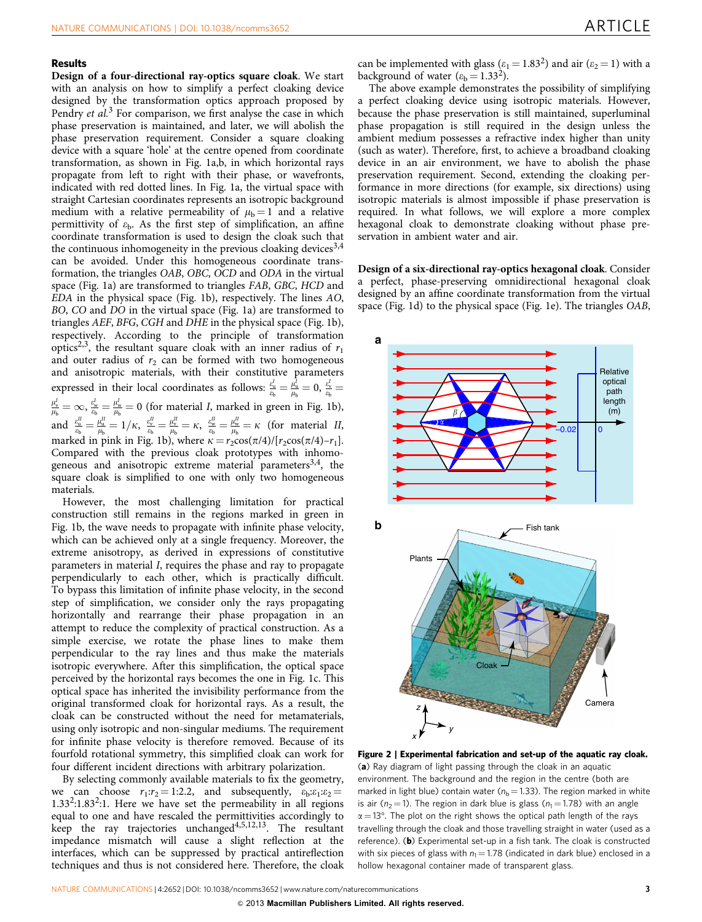## Results

**Design of a four-directional ray-optics square cloak**. We start with an analysis on how to simplify a perfect cloaking device designed by the transformation optics approach proposed by Pendry *et al.*[3] For comparison, we first analyse the case in which phase preservation is maintained, and later, we will abolish the phase preservation requirement. Consider a square cloaking device with a square 'hole' at the centre opened from coordinate transformation, as shown in Fig. 1a,b, in which horizontal rays propagate from left to right with their phase, or wavefronts, indicated with red dotted lines. In Fig. 1a, the virtual space with straight Cartesian coordinates represents an isotropic background medium with a relative permeability of $\mu_b = 1$ and a relative permittivity of $\varepsilon_b$. As the first step of simplification, an affine coordinate transformation is used to design the cloak such that the continuous inhomogeneity in the previous cloaking devices[3,4] can be avoided. Under this homogeneous coordinate transformation, the triangles *OAB*, *OBC*, *OCD* and *ODA* in the virtual space (Fig. 1a) are transformed to triangles *FAB*, *GBC*, *HCD* and *EDA* in the physical space (Fig. 1b). The lines *AO*, *BO*, *CO* and *DO* in the virtual space (Fig. 1a) are transformed to triangles *AEF*, *BFG*, *CGH* and *DHE* in the physical space (Fig. 1b), respectively. According to the principle of transformation optics[2,3], the resultant square cloak with an inner radius of $r_1$ and outer radius of $r_2$ can be formed with two homogeneous and anisotropic materials, with their constitutive parameters expressed in their local coordinates as follows: $\frac{\varepsilon_u^I}{\varepsilon_b} = \frac{\mu_u^I}{\mu_b} = 0$, $\frac{\varepsilon_v^I}{\varepsilon_b} = \frac{\mu_v^I}{\mu_b} = \infty$, $\frac{\varepsilon_w^I}{\varepsilon_b} = \frac{\mu_w^I}{\mu_b} = 0$ (for material *I*, marked in green in Fig. 1b), and $\frac{\varepsilon_u^{II}}{\varepsilon_b} = \frac{\mu_u^{II}}{\mu_b} = 1/\kappa$, $\frac{\varepsilon_v^{II}}{\varepsilon_b} = \frac{\mu_v^{II}}{\mu_b} = \kappa$, $\frac{\varepsilon_w^{II}}{\varepsilon_b} = \frac{\mu_w^{II}}{\mu_b} = \kappa$ (for material *II*, marked in pink in Fig. 1b), where $\kappa = r_2\cos(\pi/4)/[r_2\cos(\pi/4) - r_1]$. Compared with the previous cloak prototypes with inhomogeneous and anisotropic extreme material parameters[3,4], the square cloak is simplified to one with only two homogeneous materials.

However, the most challenging limitation for practical construction still remains in the regions marked in green in Fig. 1b, the wave needs to propagate with infinite phase velocity, which can be achieved only at a single frequency. Moreover, the extreme anisotropy, as derived in expressions of constitutive parameters in material *I*, requires the phase and ray to propagate perpendicularly to each other, which is practically difficult. To bypass this limitation of infinite phase velocity, in the second step of simplification, we consider only the rays propagating horizontally and rearrange their phase propagation in an attempt to reduce the complexity of practical construction. As a simple exercise, we rotate the phase lines to make them perpendicular to the ray lines and thus make the materials isotropic everywhere. After this simplification, the optical space perceived by the horizontal rays becomes the one in Fig. 1c. This optical space has inherited the invisibility performance from the original transformed cloak for horizontal rays. As a result, the cloak can be constructed without the need for metamaterials, using only isotropic and non-singular mediums. The requirement for infinite phase velocity is therefore removed. Because of its fourfold rotational symmetry, this simplified cloak can work for four different incident directions with arbitrary polarization.

By selecting commonly available materials to fix the geometry, we can choose $r_1$:$r_2$ = 1:2.2, and subsequently, $\varepsilon_b$:$\varepsilon_1$:$\varepsilon_2$ = $1.33^2$:$1.83^2$:1. Here we have set the permeability in all regions equal to one and have rescaled the permittivities accordingly to keep the ray trajectories unchanged[4,5,12,13]. The impedance mismatch will cause a slight reflection at the interfaces, which can be suppressed by practical antireflection techniques and thus is not considered here. Therefore, the cloak can be implemented with glass ($\varepsilon_1 = 1.83^2$) and air ($\varepsilon_2 = 1$) with a background of water ($\varepsilon_b = 1.33^2$).

The above example demonstrates the possibility of simplifying a perfect cloaking device using isotropic materials. However, because the phase preservation is still maintained, superluminal phase propagation is still required in the design unless the ambient medium possesses a refractive index higher than unity (such as water). Therefore, first, to achieve a broadband cloaking device in an air environment, we have to abolish the phase preservation requirement. Second, extending the cloaking performance in more directions (for example, six directions) using isotropic materials is almost impossible if phase preservation is required. In what follows, we will explore a more complex hexagonal cloak to demonstrate cloaking without phase preservation in ambient water and air.

**Design of a six-directional ray-optics hexagonal cloak**. Consider a perfect, phase-preserving omnidirectional hexagonal cloak designed by an affine coordinate transformation from the virtual space (Fig. 1d) to the physical space (Fig. 1e). The triangles *OAB*,

**Figure 2 | Experimental fabrication and set-up of the aquatic ray cloak.** (**a**) Ray diagram of light passing through the cloak in an aquatic environment. The background and the region in the centre (both are marked in light blue) contain water ($n_b = 1.33$). The region marked in white is air ($n_2 = 1$). The region in dark blue is glass ($n_1 = 1.78$) with an angle $\alpha = 13°$. The plot on the right shows the optical path length of the rays travelling through the cloak and those travelling straight in water (used as a reference). (**b**) Experimental set-up in a fish tank. The cloak is constructed with six pieces of glass with $n_1 = 1.78$ (indicated in dark blue) enclosed in a hollow hexagonal container made of transparent glass.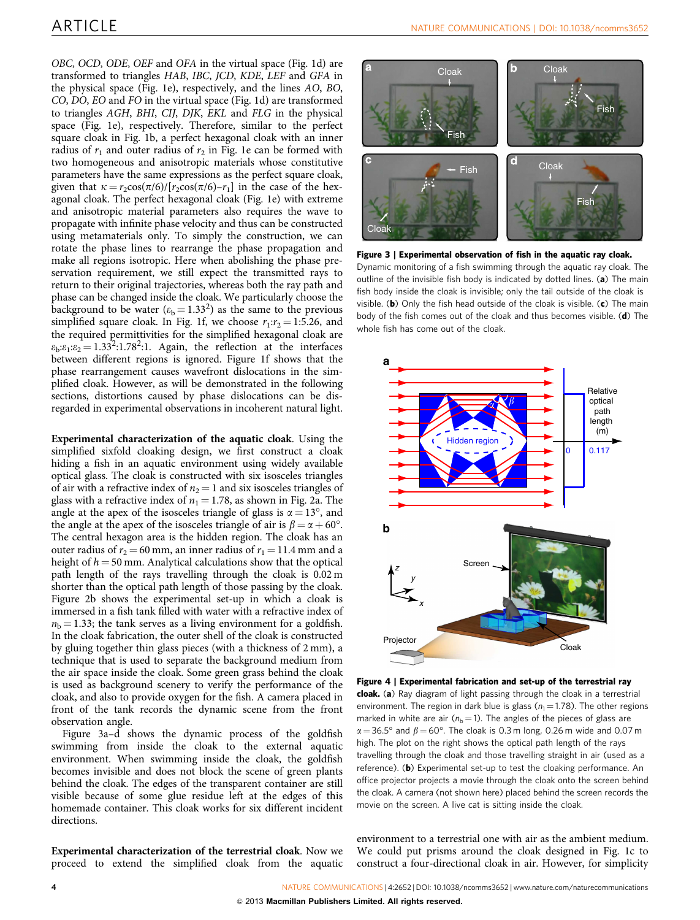OBC, OCD, ODE, OEF and OFA in the virtual space (Fig. 1d) are transformed to triangles HAB, IBC, JCD, KDE, LEF and GFA in the physical space (Fig. 1e), respectively, and the lines AO, BO, CO, DO, EO and FO in the virtual space (Fig. 1d) are transformed to triangles AGH, BHI, CIJ, DJK, EKL and FLG in the physical space (Fig. 1e), respectively. Therefore, similar to the perfect square cloak in Fig. 1b, a perfect hexagonal cloak with an inner radius of $r_1$ and outer radius of $r_2$ in Fig. 1e can be formed with two homogeneous and anisotropic materials whose constitutive parameters have the same expressions as the perfect square cloak, given that $\kappa = r_2\cos(\pi/6)/[r_2\cos(\pi/6) - r_1]$ in the case of the hexagonal cloak. The perfect hexagonal cloak (Fig. 1e) with extreme and anisotropic material parameters also requires the wave to propagate with infinite phase velocity and thus can be constructed using metamaterials only. To simply the construction, we can rotate the phase lines to rearrange the phase propagation and make all regions isotropic. Here when abolishing the phase preservation requirement, we still expect the transmitted rays to return to their original trajectories, whereas both the ray path and phase can be changed inside the cloak. We particularly choose the background to be water ($\varepsilon_b = 1.33^2$) as the same to the previous simplified square cloak. In Fig. 1f, we choose $r_1$:$r_2$ = 1:5.26, and the required permittivities for the simplified hexagonal cloak are $\varepsilon_b$:$\varepsilon_1$:$\varepsilon_2$ = $1.33^2$:$1.78^2$:1. Again, the reflection at the interfaces between different regions is ignored. Figure 1f shows that the phase rearrangement causes wavefront dislocations in the simplified cloak. However, as will be demonstrated in the following sections, distortions caused by phase dislocations can be disregarded in experimental observations in incoherent natural light.

**Experimental characterization of the aquatic cloak.** Using the simplified sixfold cloaking design, we first construct a cloak hiding a fish in an aquatic environment using widely available optical glass. The cloak is constructed with six isosceles triangles of air with a refractive index of $n_2 = 1$ and six isosceles triangles of glass with a refractive index of $n_1 = 1.78$, as shown in Fig. 2a. The angle at the apex of the isosceles triangle of glass is $\alpha = 13°$, and the angle at the apex of the isosceles triangle of air is $\beta = \alpha + 60°$. The central hexagon area is the hidden region. The cloak has an outer radius of $r_2 = 60$ mm, an inner radius of $r_1 = 11.4$ mm and a height of $h = 50$ mm. Analytical calculations show that the optical path length of the rays travelling through the cloak is 0.02 m shorter than the optical path length of those passing by the cloak. Figure 2b shows the experimental set-up in which a cloak is immersed in a fish tank filled with water with a refractive index of $n_b = 1.33$; the tank serves as a living environment for a goldfish. In the cloak fabrication, the outer shell of the cloak is constructed by gluing together thin glass pieces (with a thickness of 2 mm), a technique that is used to separate the background medium from the air space inside the cloak. Some green grass behind the cloak is used as background scenery to verify the performance of the cloak, and also to provide oxygen for the fish. A camera placed in front of the tank records the dynamic scene from the front observation angle.

Figure 3a–d shows the dynamic process of the goldfish swimming from inside the cloak to the external aquatic environment. When swimming inside the cloak, the goldfish becomes invisible and does not block the scene of green plants behind the cloak. The edges of the transparent container are still visible because of some glue residue left at the edges of this homemade container. This cloak works for six different incident directions.

**Experimental characterization of the terrestrial cloak.** Now we proceed to extend the simplified cloak from the aquatic environment to a terrestrial one with air as the ambient medium. We could put prisms around the cloak designed in Fig. 1c to construct a four-directional cloak in air. However, for simplicity

**Figure 3 | Experimental observation of fish in the aquatic ray cloak.** Dynamic monitoring of a fish swimming through the aquatic ray cloak. The outline of the invisible fish body is indicated by dotted lines. (**a**) The main fish body inside the cloak is invisible; only the tail outside of the cloak is visible. (**b**) Only the fish head outside of the cloak is visible. (**c**) The main body of the fish comes out of the cloak and thus becomes visible. (**d**) The whole fish has come out of the cloak.

**Figure 4 | Experimental fabrication and set-up of the terrestrial ray cloak.** (**a**) Ray diagram of light passing through the cloak in a terrestrial environment. The region in dark blue is glass ($n_1 = 1.78$). The other regions marked in white are air ($n_b = 1$). The angles of the pieces of glass are $\alpha = 36.5°$ and $\beta = 60°$. The cloak is 0.3 m long, 0.26 m wide and 0.07 m high. The plot on the right shows the optical path length of the rays travelling through the cloak and those travelling straight in air (used as a reference). (**b**) Experimental set-up to test the cloaking performance. An office projector projects a movie through the cloak onto the screen behind the cloak. A camera (not shown here) placed behind the screen records the movie on the screen. A live cat is sitting inside the cloak.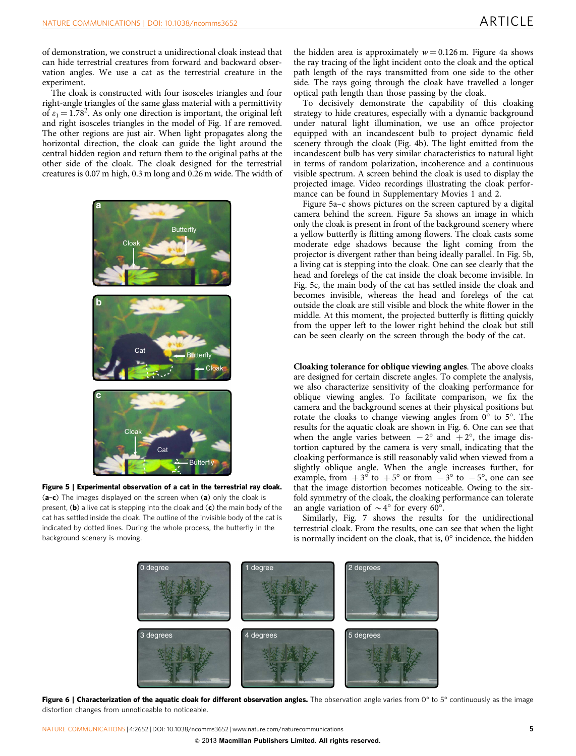of demonstration, we construct a unidirectional cloak instead that can hide terrestrial creatures from forward and backward observation angles. We use a cat as the terrestrial creature in the experiment.

The cloak is constructed with four isosceles triangles and four right-angle triangles of the same glass material with a permittivity of $\varepsilon_1 = 1.78^2$. As only one direction is important, the original left and right isosceles triangles in the model of Fig. 1f are removed. The other regions are just air. When light propagates along the horizontal direction, the cloak can guide the light around the central hidden region and return them to the original paths at the other side of the cloak. The cloak designed for the terrestrial creatures is 0.07 m high, 0.3 m long and 0.26 m wide. The width of the hidden area is approximately $w = 0.126$ m. Figure 4a shows the ray tracing of the light incident onto the cloak and the optical path length of the rays transmitted from one side to the other side. The rays going through the cloak have travelled a longer optical path length than those passing by the cloak.

To decisively demonstrate the capability of this cloaking strategy to hide creatures, especially with a dynamic background under natural light illumination, we use an office projector equipped with an incandescent bulb to project dynamic field scenery through the cloak (Fig. 4b). The light emitted from the incandescent bulb has very similar characteristics to natural light in terms of random polarization, incoherence and a continuous visible spectrum. A screen behind the cloak is used to display the projected image. Video recordings illustrating the cloak performance can be found in Supplementary Movies 1 and 2.

Figure 5a–c shows pictures on the screen captured by a digital camera behind the screen. Figure 5a shows an image in which only the cloak is present in front of the background scenery where a yellow butterfly is flitting among flowers. The cloak casts some moderate edge shadows because the light coming from the projector is divergent rather than being ideally parallel. In Fig. 5b, a living cat is stepping into the cloak. One can see clearly that the head and forelegs of the cat inside the cloak become invisible. In Fig. 5c, the main body of the cat has settled inside the cloak and becomes invisible, whereas the head and forelegs of the cat outside the cloak are still visible and block the white flower in the middle. At this moment, the projected butterfly is flitting quickly from the upper left to the lower right behind the cloak but still can be seen clearly on the screen through the body of the cat.

**Figure 5 | Experimental observation of a cat in the terrestrial ray cloak.** (**a–c**) The images displayed on the screen when (**a**) only the cloak is present, (**b**) a live cat is stepping into the cloak and (**c**) the main body of the cat has settled inside the cloak. The outline of the invisible body of the cat is indicated by dotted lines. During the whole process, the butterfly in the background scenery is moving.

**Cloaking tolerance for oblique viewing angles**. The above cloaks are designed for certain discrete angles. To complete the analysis, we also characterize sensitivity of the cloaking performance for oblique viewing angles. To facilitate comparison, we fix the camera and the background scenes at their physical positions but rotate the cloaks to change viewing angles from 0° to 5°. The results for the aquatic cloak are shown in Fig. 6. One can see that when the angle varies between −2° and +2°, the image distortion captured by the camera is very small, indicating that the cloaking performance is still reasonably valid when viewed from a slightly oblique angle. When the angle increases further, for example, from +3° to +5° or from −3° to −5°, one can see that the image distortion becomes noticeable. Owing to the six-fold symmetry of the cloak, the cloaking performance can tolerate an angle variation of ~4° for every 60°.

Similarly, Fig. 7 shows the results for the unidirectional terrestrial cloak. From the results, one can see that when the light is normally incident on the cloak, that is, 0° incidence, the hidden

**Figure 6 | Characterization of the aquatic cloak for different observation angles.** The observation angle varies from 0° to 5° continuously as the image distortion changes from unnoticeable to noticeable.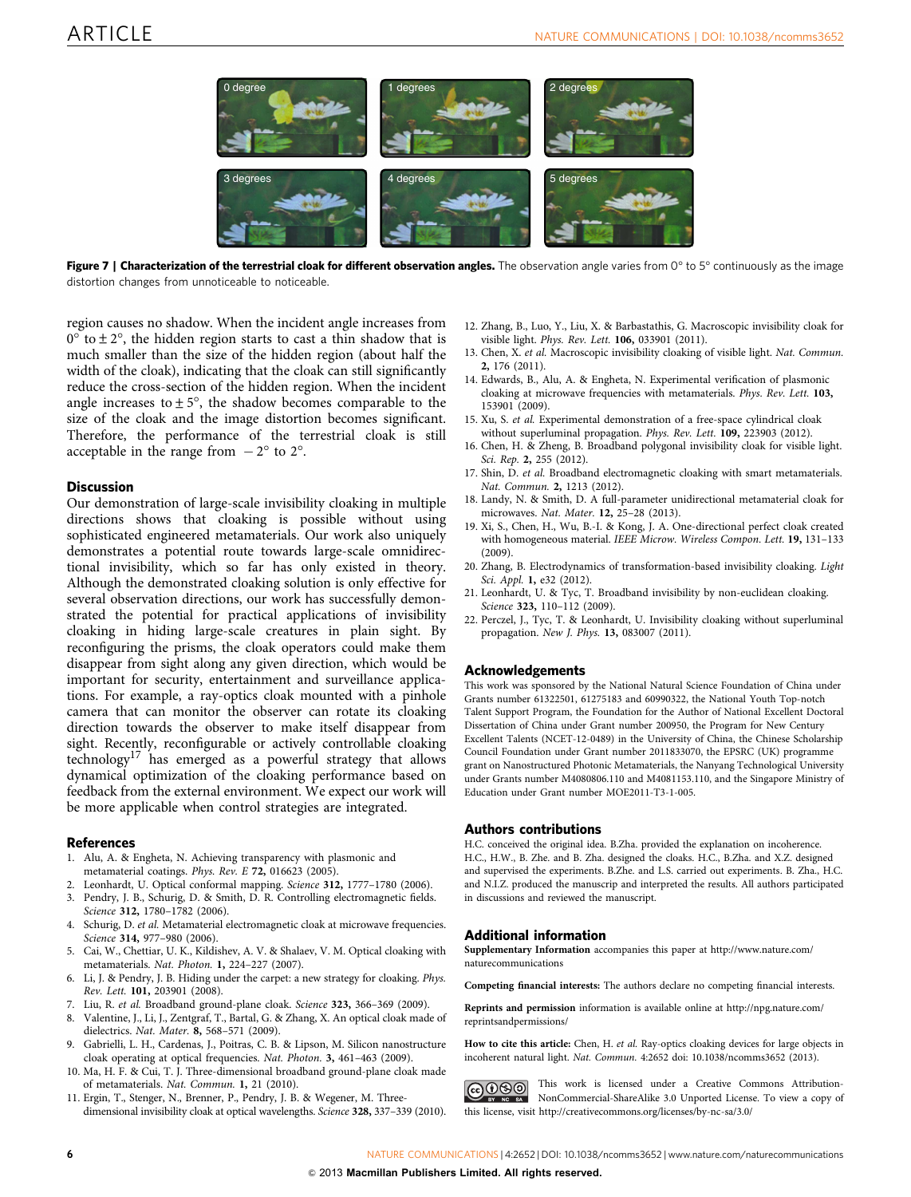0 degree

1 degrees

2 degrees

3 degrees

4 degrees

5 degrees

**Figure 7 | Characterization of the terrestrial cloak for different observation angles.** The observation angle varies from 0° to 5° continuously as the image distortion changes from unnoticeable to noticeable.

region causes no shadow. When the incident angle increases from 0° to ± 2°, the hidden region starts to cast a thin shadow that is much smaller than the size of the hidden region (about half the width of the cloak), indicating that the cloak can still significantly reduce the cross-section of the hidden region. When the incident angle increases to ± 5°, the shadow becomes comparable to the size of the cloak and the image distortion becomes significant. Therefore, the performance of the terrestrial cloak is still acceptable in the range from − 2° to 2°.

## Discussion

Our demonstration of large-scale invisibility cloaking in multiple directions shows that cloaking is possible without using sophisticated engineered metamaterials. Our work also uniquely demonstrates a potential route towards large-scale omnidirectional invisibility, which so far has only existed in theory. Although the demonstrated cloaking solution is only effective for several observation directions, our work has successfully demonstrated the potential for practical applications of invisibility cloaking in hiding large-scale creatures in plain sight. By reconfiguring the prisms, the cloak operators could make them disappear from sight along any given direction, which would be important for security, entertainment and surveillance applications. For example, a ray-optics cloak mounted with a pinhole camera that can monitor the observer can rotate its cloaking direction towards the observer to make itself disappear from sight. Recently, reconfigurable or actively controllable cloaking technology[17] has emerged as a powerful strategy that allows dynamical optimization of the cloaking performance based on feedback from the external environment. We expect our work will be more applicable when control strategies are integrated.

## References

1. Alu, A. & Engheta, N. Achieving transparency with plasmonic and metamaterial coatings. *Phys. Rev. E* **72**, 016623 (2005).
2. Leonhardt, U. Optical conformal mapping. *Science* **312**, 1777–1780 (2006).
3. Pendry, J. B., Schurig, D. & Smith, D. R. Controlling electromagnetic fields. *Science* **312**, 1780–1782 (2006).
4. Schurig, D. *et al.* Metamaterial electromagnetic cloak at microwave frequencies. *Science* **314**, 977–980 (2006).
5. Cai, W., Chettiar, U. K., Kildishev, A. V. & Shalaev, V. M. Optical cloaking with metamaterials. *Nat. Photon.* **1**, 224–227 (2007).
6. Li, J. & Pendry, J. B. Hiding under the carpet: a new strategy for cloaking. *Phys. Rev. Lett.* **101**, 203901 (2008).
7. Liu, R. *et al.* Broadband ground-plane cloak. *Science* **323**, 366–369 (2009).
8. Valentine, J., Li, J., Zentgraf, T., Bartal, G. & Zhang, X. An optical cloak made of dielectrics. *Nat. Mater.* **8**, 568–571 (2009).
9. Gabrielli, L. H., Cardenas, J., Poitras, C. B. & Lipson, M. Silicon nanostructure cloak operating at optical frequencies. *Nat. Photon.* **3**, 461–463 (2009).
10. Ma, H. F. & Cui, T. J. Three-dimensional broadband ground-plane cloak made of metamaterials. *Nat. Commun.* **1**, 21 (2010).
11. Ergin, T., Stenger, N., Brenner, P., Pendry, J. B. & Wegener, M. Three-dimensional invisibility cloak at optical wavelengths. *Science* **328**, 337–339 (2010).
12. Zhang, B., Luo, Y., Liu, X. & Barbastathis, G. Macroscopic invisibility cloak for visible light. *Phys. Rev. Lett.* **106**, 033901 (2011).
13. Chen, X. *et al.* Macroscopic invisibility cloaking of visible light. *Nat. Commun.* **2**, 176 (2011).
14. Edwards, B., Alu, A. & Engheta, N. Experimental verification of plasmonic cloaking at microwave frequencies with metamaterials. *Phys. Rev. Lett.* **103**, 153901 (2009).
15. Xu, S. *et al.* Experimental demonstration of a free-space cylindrical cloak without superluminal propagation. *Phys. Rev. Lett.* **109**, 223903 (2012).
16. Chen, H. & Zheng, B. Broadband polygonal invisibility cloak for visible light. *Sci. Rep.* **2**, 255 (2012).
17. Shin, D. *et al.* Broadband electromagnetic cloaking with smart metamaterials. *Nat. Commun.* **2**, 1213 (2012).
18. Landy, N. & Smith, D. A full-parameter unidirectional metamaterial cloak for microwaves. *Nat. Mater.* **12**, 25–28 (2013).
19. Xi, S., Chen, H., Wu, B.-I. & Kong, J. A. One-directional perfect cloak created with homogeneous material. *IEEE Microw. Wireless Compon. Lett.* **19**, 131–133 (2009).
20. Zhang, B. Electrodynamics of transformation-based invisibility cloaking. *Light Sci. Appl.* **1**, e32 (2012).
21. Leonhardt, U. & Tyc, T. Broadband invisibility by non-euclidean cloaking. *Science* **323**, 110–112 (2009).
22. Perczel, J., Tyc, T. & Leonhardt, U. Invisibility cloaking without superluminal propagation. *New J. Phys.* **13**, 083007 (2011).

## Acknowledgements

This work was sponsored by the National Natural Science Foundation of China under Grants number 61322501, 61275183 and 60990322, the National Youth Top-notch Talent Support Program, the Foundation for the Author of National Excellent Doctoral Dissertation of China under Grant number 200950, the Program for New Century Excellent Talents (NCET-12-0489) in the University of China, the Chinese Scholarship Council Foundation under Grant number 2011833070, the EPSRC (UK) programme grant on Nanostructured Photonic Metamaterials, the Nanyang Technological University under Grants number M4080806.110 and M4081153.110, and the Singapore Ministry of Education under Grant number MOE2011-T3-1-005.

## Authors contributions

H.C. conceived the original idea. B.Zha. provided the explanation on incoherence. H.C., H.W., B. Zhe. and B. Zha. designed the cloaks. H.C., B.Zha. and X.Z. designed and supervised the experiments. B.Zhe. and L.S. carried out experiments. B. Zha., H.C. and N.I.Z. produced the manuscrip and interpreted the results. All authors participated in discussions and reviewed the manuscript.

## Additional information

**Supplementary Information** accompanies this paper at http://www.nature.com/naturecommunications

**Competing financial interests:** The authors declare no competing financial interests.

**Reprints and permission** information is available online at http://npg.nature.com/reprintsandpermissions/

**How to cite this article:** Chen, H. *et al.* Ray-optics cloaking devices for large objects in incoherent natural light. *Nat. Commun.* 4:2652 doi: 10.1038/ncomms3652 (2013).

This work is licensed under a Creative Commons Attribution-NonCommercial-ShareAlike 3.0 Unported License. To view a copy of this license, visit http://creativecommons.org/licenses/by-nc-sa/3.0/